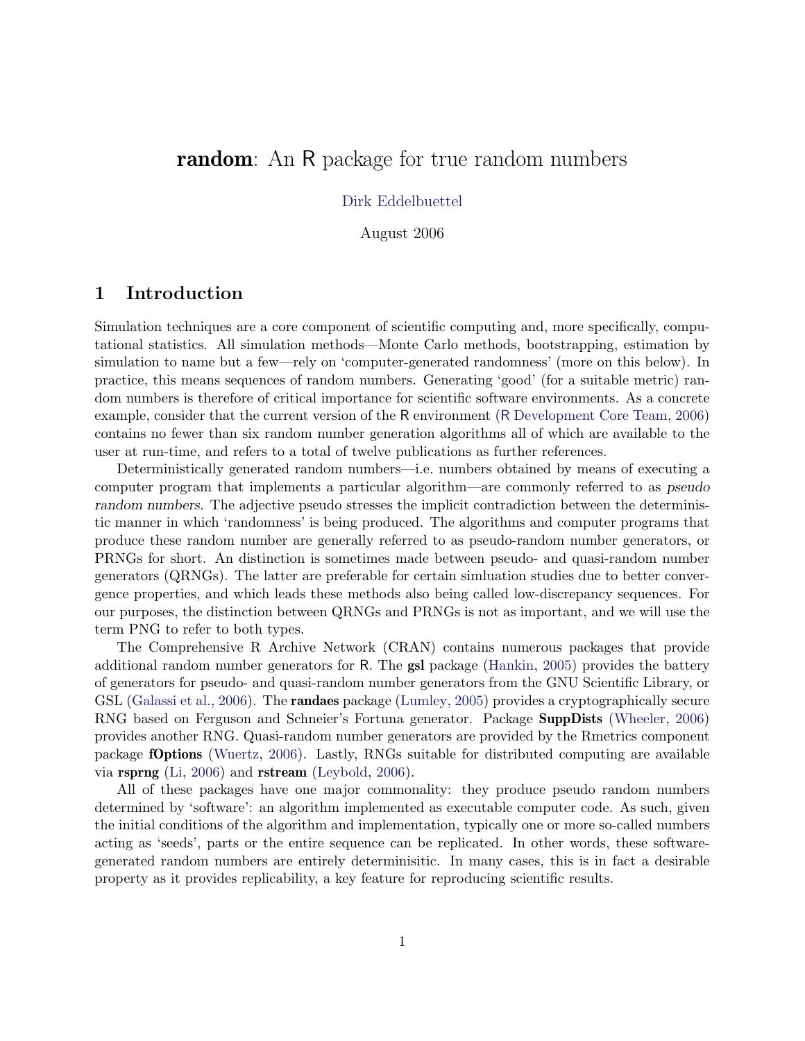# **random**: An R package for true random numbers

Dirk Eddelbuettel

August 2006

## 1 Introduction

Simulation techniques are a core component of scientific computing and, more specifically, computational statistics. All simulation methods—Monte Carlo methods, bootstrapping, estimation by simulation to name but a few—rely on 'computer-generated randomness' (more on this below). In practice, this means sequences of random numbers. Generating 'good' (for a suitable metric) random numbers is therefore of critical importance for scientific software environments. As a concrete example, consider that the current version of the R environment (R Development Core Team, 2006) contains no fewer than six random number generation algorithms all of which are available to the user at run-time, and refers to a total of twelve publications as further references.

Deterministically generated random numbers—i.e. numbers obtained by means of executing a computer program that implements a particular algorithm—are commonly referred to as *pseudo random numbers*. The adjective pseudo stresses the implicit contradiction between the deterministic manner in which 'randomness' is being produced. The algorithms and computer programs that produce these random number are generally referred to as pseudo-random number generators, or PRNGs for short. An distinction is sometimes made between pseudo- and quasi-random number generators (QRNGs). The latter are preferable for certain simluation studies due to better convergence properties, and which leads these methods also being called low-discrepancy sequences. For our purposes, the distinction between QRNGs and PRNGs is not as important, and we will use the term PNG to refer to both types.

The Comprehensive R Archive Network (CRAN) contains numerous packages that provide additional random number generators for R. The **gsl** package (Hankin, 2005) provides the battery of generators for pseudo- and quasi-random number generators from the GNU Scientific Library, or GSL (Galassi et al., 2006). The **randaes** package (Lumley, 2005) provides a cryptographically secure RNG based on Ferguson and Schneier's Fortuna generator. Package **SuppDists** (Wheeler, 2006) provides another RNG. Quasi-random number generators are provided by the Rmetrics component package **fOptions** (Wuertz, 2006). Lastly, RNGs suitable for distributed computing are available via **rsprng** (Li, 2006) and **rstream** (Leybold, 2006).

All of these packages have one major commonality: they produce pseudo random numbers determined by 'software': an algorithm implemented as executable computer code. As such, given the initial conditions of the algorithm and implementation, typically one or more so-called numbers acting as 'seeds', parts or the entire sequence can be replicated. In other words, these software-generated random numbers are entirely determinisitic. In many cases, this is in fact a desirable property as it provides replicability, a key feature for reproducing scientific results.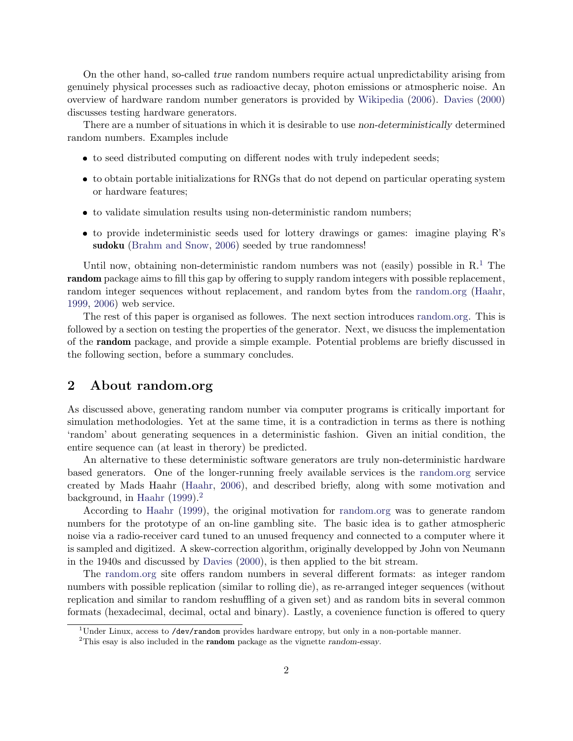On the other hand, so-called *true* random numbers require actual unpredictability arising from genuinely physical processes such as radioactive decay, photon emissions or atmospheric noise. An overview of hardware random number generators is provided by Wikipedia (2006). Davies (2000) discusses testing hardware generators.

There are a number of situations in which it is desirable to use *non-deterministically* determined random numbers. Examples include

- to seed distributed computing on different nodes with truly indepedent seeds;
- to obtain portable initializations for RNGs that do not depend on particular operating system or hardware features;
- to validate simulation results using non-deterministic random numbers;
- to provide indeterministic seeds used for lottery drawings or games: imagine playing R's **sudoku** (Brahm and Snow, 2006) seeded by true randomness!

Until now, obtaining non-deterministic random numbers was not (easily) possible in R.[1] The **random** package aims to fill this gap by offering to supply random integers with possible replacement, random integer sequences without replacement, and random bytes from the random.org (Haahr, 1999, 2006) web service.

The rest of this paper is organised as followes. The next section introduces random.org. This is followed by a section on testing the properties of the generator. Next, we disucss the implementation of the **random** package, and provide a simple example. Potential problems are briefly discussed in the following section, before a summary concludes.

## 2 About random.org

As discussed above, generating random number via computer programs is critically important for simulation methodologies. Yet at the same time, it is a contradiction in terms as there is nothing 'random' about generating sequences in a deterministic fashion. Given an initial condition, the entire sequence can (at least in therory) be predicted.

An alternative to these deterministic software generators are truly non-deterministic hardware based generators. One of the longer-running freely available services is the random.org service created by Mads Haahr (Haahr, 2006), and described briefly, along with some motivation and background, in Haahr (1999).[2]

According to Haahr (1999), the original motivation for random.org was to generate random numbers for the prototype of an on-line gambling site. The basic idea is to gather atmospheric noise via a radio-receiver card tuned to an unused frequency and connected to a computer where it is sampled and digitized. A skew-correction algorithm, originally developped by John von Neumann in the 1940s and discussed by Davies (2000), is then applied to the bit stream.

The random.org site offers random numbers in several different formats: as integer random numbers with possible replication (similar to rolling die), as re-arranged integer sequences (without replication and similar to random reshuffling of a given set) and as random bits in several common formats (hexadecimal, decimal, octal and binary). Lastly, a covenience function is offered to query

[1] Under Linux, access to `/dev/random` provides hardware entropy, but only in a non-portable manner.

[2] This esay is also included in the **random** package as the vignette *random-essay*.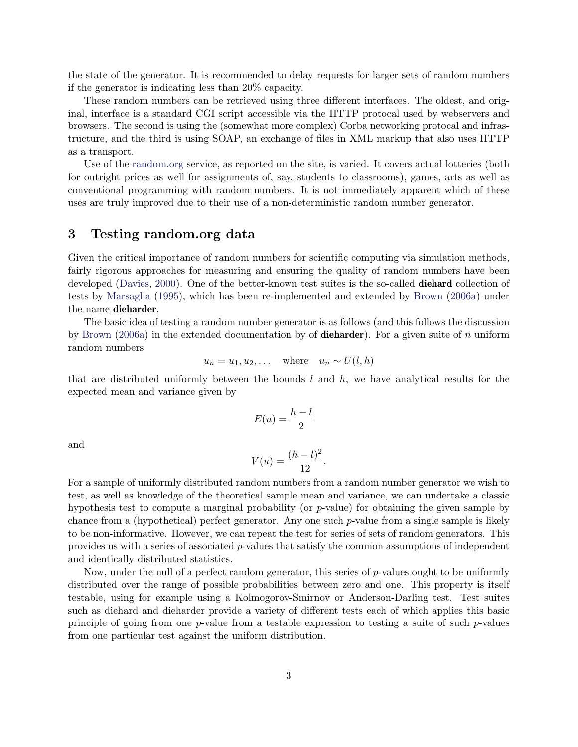the state of the generator. It is recommended to delay requests for larger sets of random numbers if the generator is indicating less than 20% capacity.

These random numbers can be retrieved using three different interfaces. The oldest, and original, interface is a standard CGI script accessible via the HTTP protocal used by webservers and browsers. The second is using the (somewhat more complex) Corba networking protocal and infrastructure, and the third is using SOAP, an exchange of files in XML markup that also uses HTTP as a transport.

Use of the random.org service, as reported on the site, is varied. It covers actual lotteries (both for outright prices as well for assignments of, say, students to classrooms), games, arts as well as conventional programming with random numbers. It is not immediately apparent which of these uses are truly improved due to their use of a non-deterministic random number generator.

## 3 Testing random.org data

Given the critical importance of random numbers for scientific computing via simulation methods, fairly rigorous approaches for measuring and ensuring the quality of random numbers have been developed (Davies, 2000). One of the better-known test suites is the so-called **diehard** collection of tests by Marsaglia (1995), which has been re-implemented and extended by Brown (2006a) under the name **dieharder**.

The basic idea of testing a random number generator is as follows (and this follows the discussion by Brown (2006a) in the extended documentation by of **dieharder**). For a given suite of $n$ uniform random numbers

$$u_n = u_1, u_2, \ldots \quad \text{where} \quad u_n \sim U(l, h)$$

that are distributed uniformly between the bounds $l$ and $h$, we have analytical results for the expected mean and variance given by

$$E(u) = \frac{h - l}{2}$$

and

$$V(u) = \frac{(h - l)^2}{12}.$$

For a sample of uniformly distributed random numbers from a random number generator we wish to test, as well as knowledge of the theoretical sample mean and variance, we can undertake a classic hypothesis test to compute a marginal probability (or $p$-value) for obtaining the given sample by chance from a (hypothetical) perfect generator. Any one such $p$-value from a single sample is likely to be non-informative. However, we can repeat the test for series of sets of random generators. This provides us with a series of associated $p$-values that satisfy the common assumptions of independent and identically distributed statistics.

Now, under the null of a perfect random generator, this series of $p$-values ought to be uniformly distributed over the range of possible probabilities between zero and one. This property is itself testable, using for example using a Kolmogorov-Smirnov or Anderson-Darling test. Test suites such as diehard and dieharder provide a variety of different tests each of which applies this basic principle of going from one $p$-value from a testable expression to testing a suite of such $p$-values from one particular test against the uniform distribution.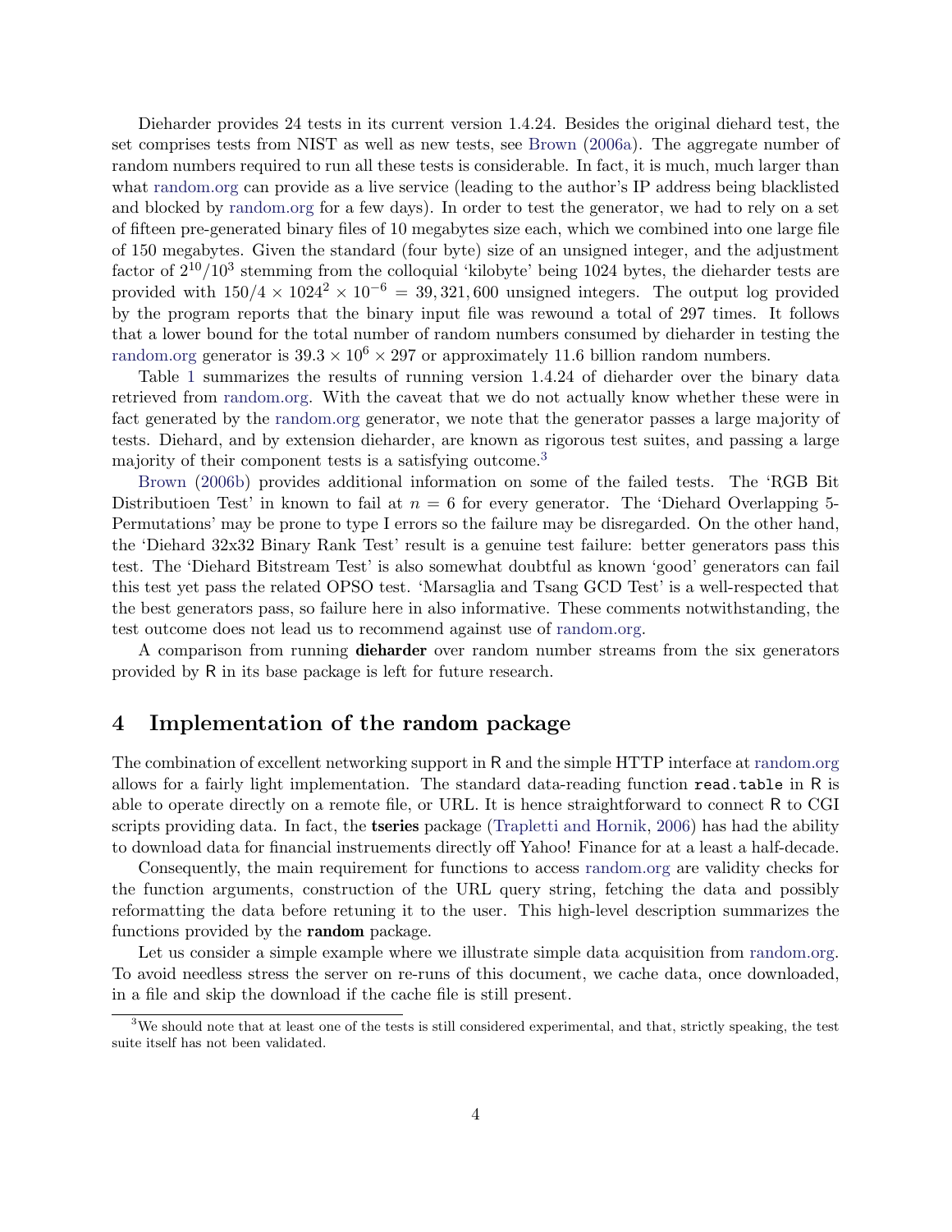Dieharder provides 24 tests in its current version 1.4.24. Besides the original diehard test, the set comprises tests from NIST as well as new tests, see Brown (2006a). The aggregate number of random numbers required to run all these tests is considerable. In fact, it is much, much larger than what random.org can provide as a live service (leading to the author's IP address being blacklisted and blocked by random.org for a few days). In order to test the generator, we had to rely on a set of fifteen pre-generated binary files of 10 megabytes size each, which we combined into one large file of 150 megabytes. Given the standard (four byte) size of an unsigned integer, and the adjustment factor of $2^{10}/10^3$ stemming from the colloquial 'kilobyte' being 1024 bytes, the dieharder tests are provided with $150/4 \times 1024^2 \times 10^{-6} = 39,321,600$ unsigned integers. The output log provided by the program reports that the binary input file was rewound a total of 297 times. It follows that a lower bound for the total number of random numbers consumed by dieharder in testing the random.org generator is $39.3 \times 10^6 \times 297$ or approximately 11.6 billion random numbers.

Table 1 summarizes the results of running version 1.4.24 of dieharder over the binary data retrieved from random.org. With the caveat that we do not actually know whether these were in fact generated by the random.org generator, we note that the generator passes a large majority of tests. Diehard, and by extension dieharder, are known as rigorous test suites, and passing a large majority of their component tests is a satisfying outcome.[3]

Brown (2006b) provides additional information on some of the failed tests. The 'RGB Bit Distributioen Test' in known to fail at $n = 6$ for every generator. The 'Diehard Overlapping 5-Permutations' may be prone to type I errors so the failure may be disregarded. On the other hand, the 'Diehard 32x32 Binary Rank Test' result is a genuine test failure: better generators pass this test. The 'Diehard Bitstream Test' is also somewhat doubtful as known 'good' generators can fail this test yet pass the related OPSO test. 'Marsaglia and Tsang GCD Test' is a well-respected that the best generators pass, so failure here in also informative. These comments notwithstanding, the test outcome does not lead us to recommend against use of random.org.

A comparison from running **dieharder** over random number streams from the six generators provided by R in its base package is left for future research.

## 4 Implementation of the random package

The combination of excellent networking support in R and the simple HTTP interface at random.org allows for a fairly light implementation. The standard data-reading function `read.table` in R is able to operate directly on a remote file, or URL. It is hence straightforward to connect R to CGI scripts providing data. In fact, the **tseries** package (Trapletti and Hornik, 2006) has had the ability to download data for financial instruements directly off Yahoo! Finance for at a least a half-decade.

Consequently, the main requirement for functions to access random.org are validity checks for the function arguments, construction of the URL query string, fetching the data and possibly reformatting the data before retuning it to the user. This high-level description summarizes the functions provided by the **random** package.

Let us consider a simple example where we illustrate simple data acquisition from random.org. To avoid needless stress the server on re-runs of this document, we cache data, once downloaded, in a file and skip the download if the cache file is still present.

[3] We should note that at least one of the tests is still considered experimental, and that, strictly speaking, the test suite itself has not been validated.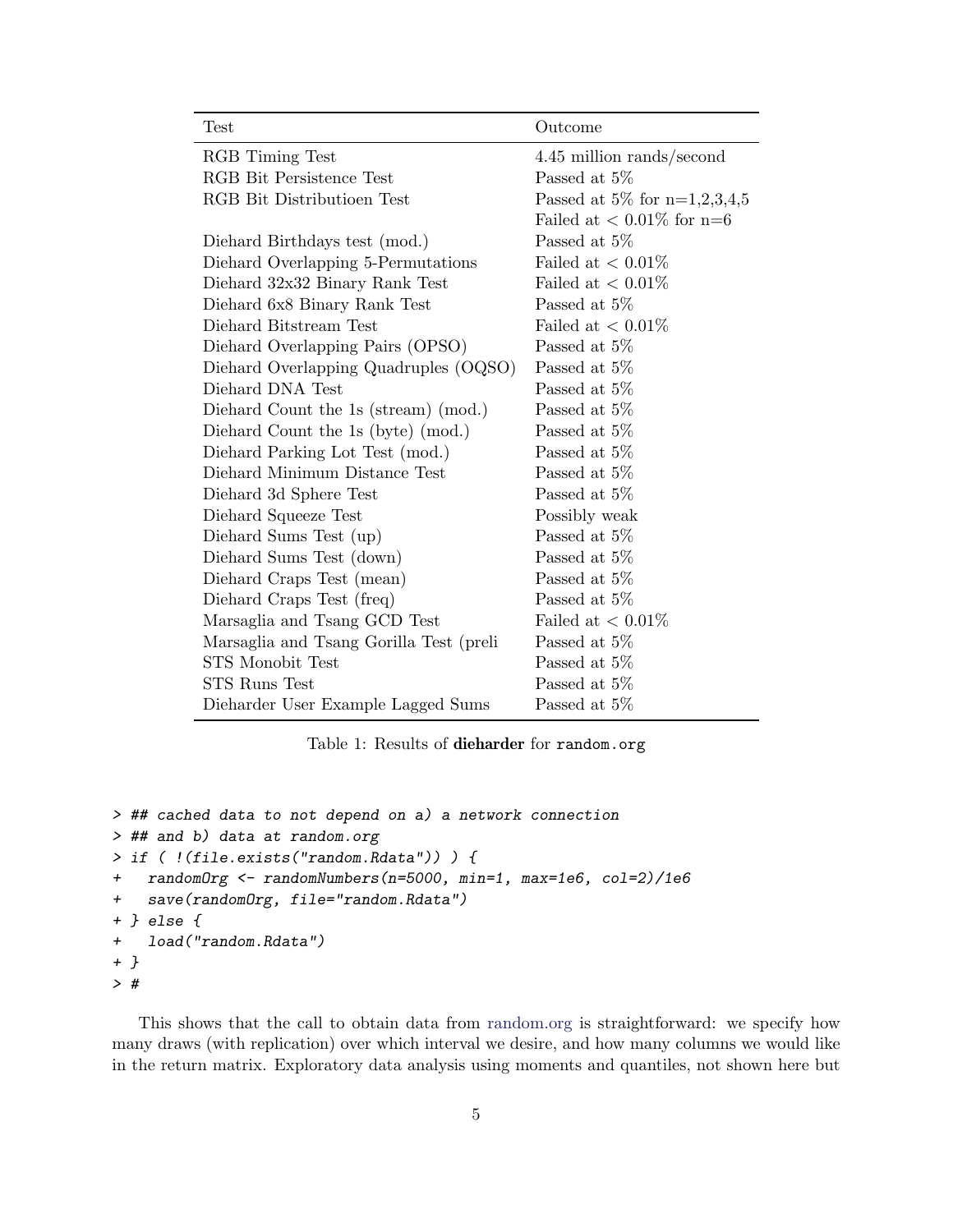| Test | Outcome |
|---|---|
| RGB Timing Test | 4.45 million rands/second |
| RGB Bit Persistence Test | Passed at 5% |
| RGB Bit Distributioen Test | Passed at 5% for n=1,2,3,4,5 |
| | Failed at < 0.01% for n=6 |
| Diehard Birthdays test (mod.) | Passed at 5% |
| Diehard Overlapping 5-Permutations | Failed at < 0.01% |
| Diehard 32x32 Binary Rank Test | Failed at < 0.01% |
| Diehard 6x8 Binary Rank Test | Passed at 5% |
| Diehard Bitstream Test | Failed at < 0.01% |
| Diehard Overlapping Pairs (OPSO) | Passed at 5% |
| Diehard Overlapping Quadruples (OQSO) | Passed at 5% |
| Diehard DNA Test | Passed at 5% |
| Diehard Count the 1s (stream) (mod.) | Passed at 5% |
| Diehard Count the 1s (byte) (mod.) | Passed at 5% |
| Diehard Parking Lot Test (mod.) | Passed at 5% |
| Diehard Minimum Distance Test | Passed at 5% |
| Diehard 3d Sphere Test | Passed at 5% |
| Diehard Squeeze Test | Possibly weak |
| Diehard Sums Test (up) | Passed at 5% |
| Diehard Sums Test (down) | Passed at 5% |
| Diehard Craps Test (mean) | Passed at 5% |
| Diehard Craps Test (freq) | Passed at 5% |
| Marsaglia and Tsang GCD Test | Failed at < 0.01% |
| Marsaglia and Tsang Gorilla Test (preli | Passed at 5% |
| STS Monobit Test | Passed at 5% |
| STS Runs Test | Passed at 5% |
| Dieharder User Example Lagged Sums | Passed at 5% |

Table 1: Results of **dieharder** for `random.org`

```
> ## cached data to not depend on a) a network connection
> ## and b) data at random.org
> if ( !(file.exists("random.Rdata")) ) {
+   randomOrg <- randomNumbers(n=5000, min=1, max=1e6, col=2)/1e6
+   save(randomOrg, file="random.Rdata")
+ } else {
+   load("random.Rdata")
+ }
> #
```

This shows that the call to obtain data from random.org is straightforward: we specify how many draws (with replication) over which interval we desire, and how many columns we would like in the return matrix. Exploratory data analysis using moments and quantiles, not shown here but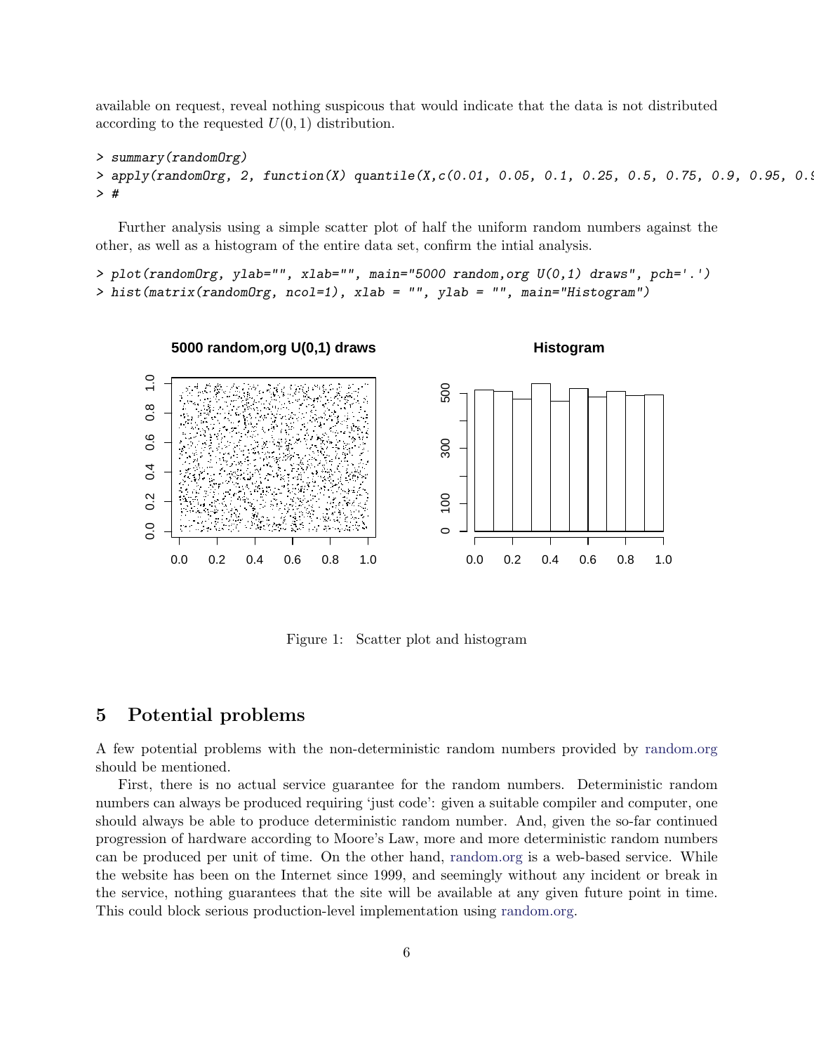available on request, reveal nothing suspicous that would indicate that the data is not distributed according to the requested $U(0,1)$ distribution.

```
> summary(randomOrg)
> apply(randomOrg, 2, function(X) quantile(X,c(0.01, 0.05, 0.1, 0.25, 0.5, 0.75, 0.9, 0.95, 0.9
> #
```

Further analysis using a simple scatter plot of half the uniform random numbers against the other, as well as a histogram of the entire data set, confirm the intial analysis.

```
> plot(randomOrg, ylab="", xlab="", main="5000 random,org U(0,1) draws", pch='.')
> hist(matrix(randomOrg, ncol=1), xlab = "", ylab = "", main="Histogram")
```

Figure 1: Scatter plot and histogram

## 5 Potential problems

A few potential problems with the non-deterministic random numbers provided by random.org should be mentioned.

First, there is no actual service guarantee for the random numbers. Deterministic random numbers can always be produced requiring 'just code': given a suitable compiler and computer, one should always be able to produce deterministic random number. And, given the so-far continued progression of hardware according to Moore's Law, more and more deterministic random numbers can be produced per unit of time. On the other hand, random.org is a web-based service. While the website has been on the Internet since 1999, and seemingly without any incident or break in the service, nothing guarantees that the site will be available at any given future point in time. This could block serious production-level implementation using random.org.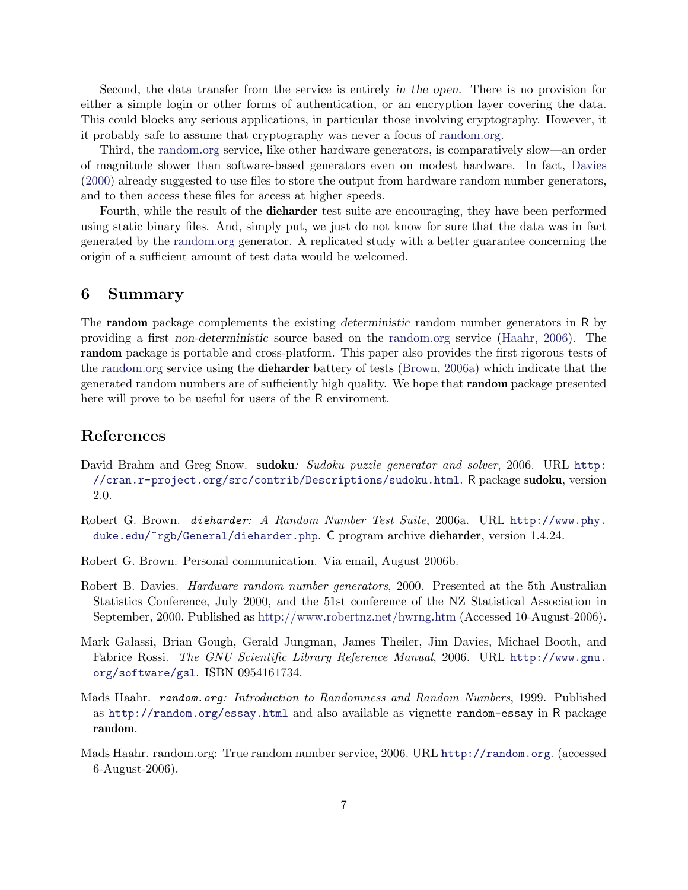Second, the data transfer from the service is entirely *in the open*. There is no provision for either a simple login or other forms of authentication, or an encryption layer covering the data. This could blocks any serious applications, in particular those involving cryptography. However, it it probably safe to assume that cryptography was never a focus of random.org.

Third, the random.org service, like other hardware generators, is comparatively slow—an order of magnitude slower than software-based generators even on modest hardware. In fact, Davies (2000) already suggested to use files to store the output from hardware random number generators, and to then access these files for access at higher speeds.

Fourth, while the result of the **dieharder** test suite are encouraging, they have been performed using static binary files. And, simply put, we just do not know for sure that the data was in fact generated by the random.org generator. A replicated study with a better guarantee concerning the origin of a sufficient amount of test data would be welcomed.

## 6 Summary

The **random** package complements the existing *deterministic* random number generators in R by providing a first *non-deterministic* source based on the random.org service (Haahr, 2006). The **random** package is portable and cross-platform. This paper also provides the first rigorous tests of the random.org service using the **dieharder** battery of tests (Brown, 2006a) which indicate that the generated random numbers are of sufficiently high quality. We hope that **random** package presented here will prove to be useful for users of the R enviroment.

## References

David Brahm and Greg Snow. **sudoku**: *Sudoku puzzle generator and solver*, 2006. URL `http://cran.r-project.org/src/contrib/Descriptions/sudoku.html`. R package **sudoku**, version 2.0.

Robert G. Brown. *dieharder: A Random Number Test Suite*, 2006a. URL `http://www.phy.duke.edu/~rgb/General/dieharder.php`. C program archive **dieharder**, version 1.4.24.

Robert G. Brown. Personal communication. Via email, August 2006b.

Robert B. Davies. *Hardware random number generators*, 2000. Presented at the 5th Australian Statistics Conference, July 2000, and the 51st conference of the NZ Statistical Association in September, 2000. Published as http://www.robertnz.net/hwrng.htm (Accessed 10-August-2006).

Mark Galassi, Brian Gough, Gerald Jungman, James Theiler, Jim Davies, Michael Booth, and Fabrice Rossi. *The GNU Scientific Library Reference Manual*, 2006. URL `http://www.gnu.org/software/gsl`. ISBN 0954161734.

Mads Haahr. *random.org: Introduction to Randomness and Random Numbers*, 1999. Published as `http://random.org/essay.html` and also available as vignette `random-essay` in R package **random**.

Mads Haahr. random.org: True random number service, 2006. URL `http://random.org`. (accessed 6-August-2006).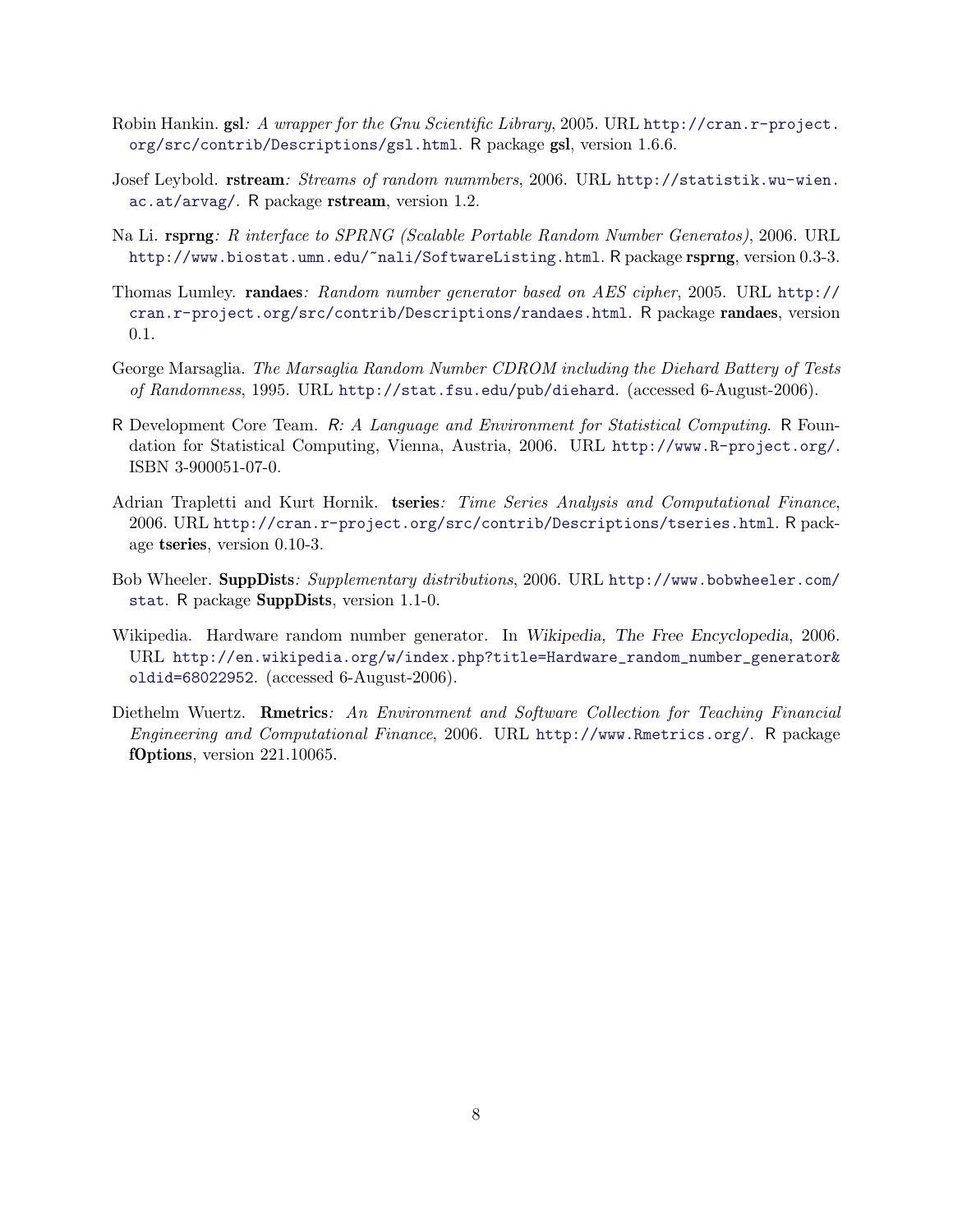Robin Hankin. **gsl**: *A wrapper for the Gnu Scientific Library*, 2005. URL http://cran.r-project.org/src/contrib/Descriptions/gsl.html. R package **gsl**, version 1.6.6.

Josef Leybold. **rstream**: *Streams of random nummbers*, 2006. URL http://statistik.wu-wien.ac.at/arvag/. R package **rstream**, version 1.2.

Na Li. **rsprng**: *R interface to SPRNG (Scalable Portable Random Number Generatos)*, 2006. URL http://www.biostat.umn.edu/~nali/SoftwareListing.html. R package **rsprng**, version 0.3-3.

Thomas Lumley. **randaes**: *Random number generator based on AES cipher*, 2005. URL http://cran.r-project.org/src/contrib/Descriptions/randaes.html. R package **randaes**, version 0.1.

George Marsaglia. *The Marsaglia Random Number CDROM including the Diehard Battery of Tests of Randomness*, 1995. URL http://stat.fsu.edu/pub/diehard. (accessed 6-August-2006).

R Development Core Team. *R: A Language and Environment for Statistical Computing*. R Foundation for Statistical Computing, Vienna, Austria, 2006. URL http://www.R-project.org/. ISBN 3-900051-07-0.

Adrian Trapletti and Kurt Hornik. **tseries**: *Time Series Analysis and Computational Finance*, 2006. URL http://cran.r-project.org/src/contrib/Descriptions/tseries.html. R package **tseries**, version 0.10-3.

Bob Wheeler. **SuppDists**: *Supplementary distributions*, 2006. URL http://www.bobwheeler.com/stat. R package **SuppDists**, version 1.1-0.

Wikipedia. Hardware random number generator. In *Wikipedia, The Free Encyclopedia*, 2006. URL http://en.wikipedia.org/w/index.php?title=Hardware_random_number_generator&oldid=68022952. (accessed 6-August-2006).

Diethelm Wuertz. **Rmetrics**: *An Environment and Software Collection for Teaching Financial Engineering and Computational Finance*, 2006. URL http://www.Rmetrics.org/. R package **fOptions**, version 221.10065.